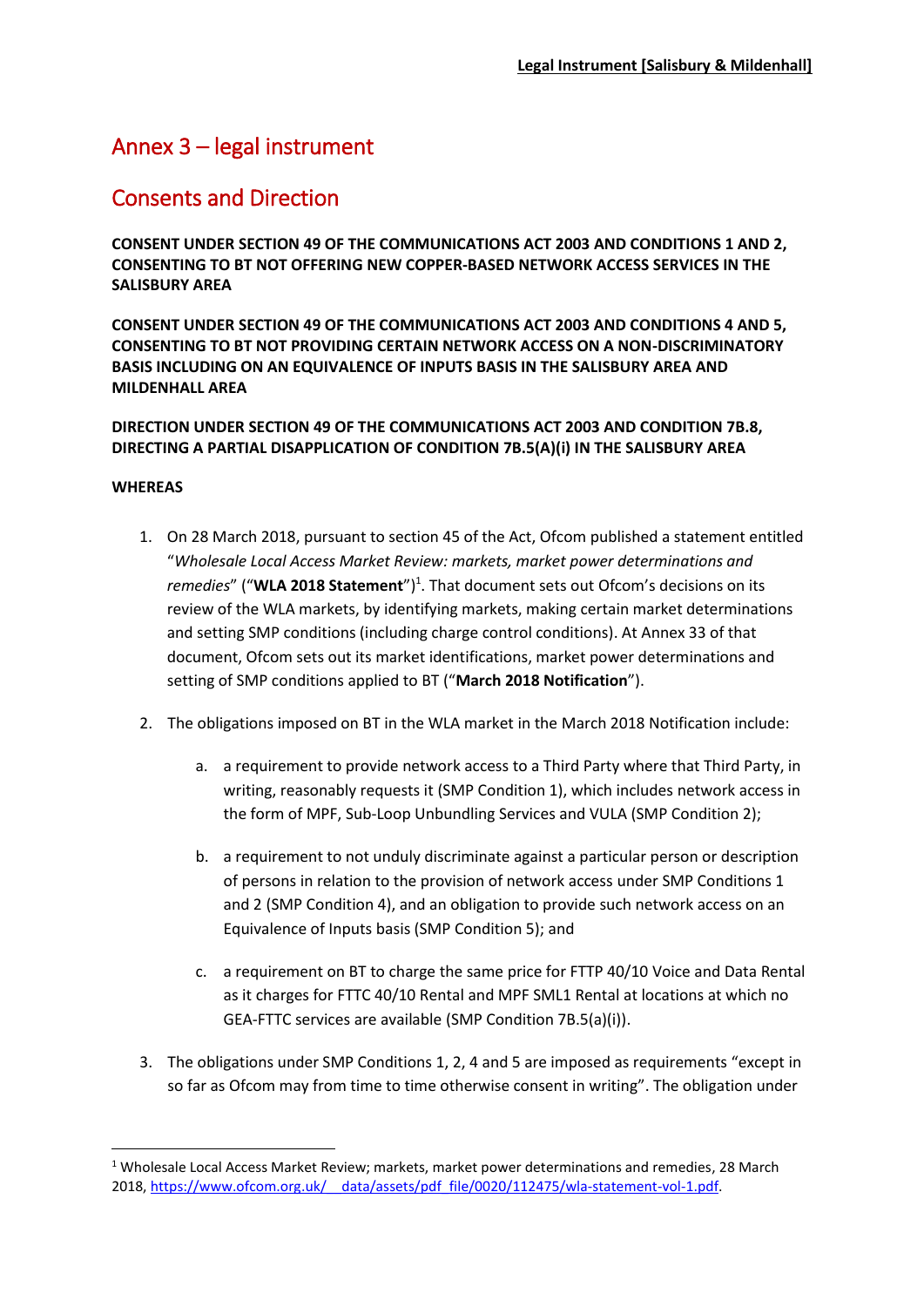# Annex 3 – legal instrument

## Consents and Direction

**CONSENT UNDER SECTION 49 OF THE COMMUNICATIONS ACT 2003 AND CONDITIONS 1 AND 2, CONSENTING TO BT NOT OFFERING NEW COPPER-BASED NETWORK ACCESS SERVICES IN THE SALISBURY AREA**

**CONSENT UNDER SECTION 49 OF THE COMMUNICATIONS ACT 2003 AND CONDITIONS 4 AND 5, CONSENTING TO BT NOT PROVIDING CERTAIN NETWORK ACCESS ON A NON-DISCRIMINATORY BASIS INCLUDING ON AN EQUIVALENCE OF INPUTS BASIS IN THE SALISBURY AREA AND MILDENHALL AREA**

**DIRECTION UNDER SECTION 49 OF THE COMMUNICATIONS ACT 2003 AND CONDITION 7B.8, DIRECTING A PARTIAL DISAPPLICATION OF CONDITION 7B.5(A)(i) IN THE SALISBURY AREA**

**WHEREAS**

1. On 28 March 2018, pursuant to section 45 of the Act, Ofcom published a statement entitled "*Wholesale Local Access Market Review: markets, market power determinations and remedies*" ("**WLA 2018 Statement**")[1]. That document sets out Ofcom's decisions on its review of the WLA markets, by identifying markets, making certain market determinations and setting SMP conditions (including charge control conditions). At Annex 33 of that document, Ofcom sets out its market identifications, market power determinations and setting of SMP conditions applied to BT ("**March 2018 Notification**").

2. The obligations imposed on BT in the WLA market in the March 2018 Notification include:

   a. a requirement to provide network access to a Third Party where that Third Party, in writing, reasonably requests it (SMP Condition 1), which includes network access in the form of MPF, Sub-Loop Unbundling Services and VULA (SMP Condition 2);

   b. a requirement to not unduly discriminate against a particular person or description of persons in relation to the provision of network access under SMP Conditions 1 and 2 (SMP Condition 4), and an obligation to provide such network access on an Equivalence of Inputs basis (SMP Condition 5); and

   c. a requirement on BT to charge the same price for FTTP 40/10 Voice and Data Rental as it charges for FTTC 40/10 Rental and MPF SML1 Rental at locations at which no GEA-FTTC services are available (SMP Condition 7B.5(a)(i)).

3. The obligations under SMP Conditions 1, 2, 4 and 5 are imposed as requirements "except in so far as Ofcom may from time to time otherwise consent in writing". The obligation under

[1] Wholesale Local Access Market Review; markets, market power determinations and remedies, 28 March 2018, https://www.ofcom.org.uk/__data/assets/pdf_file/0020/112475/wla-statement-vol-1.pdf.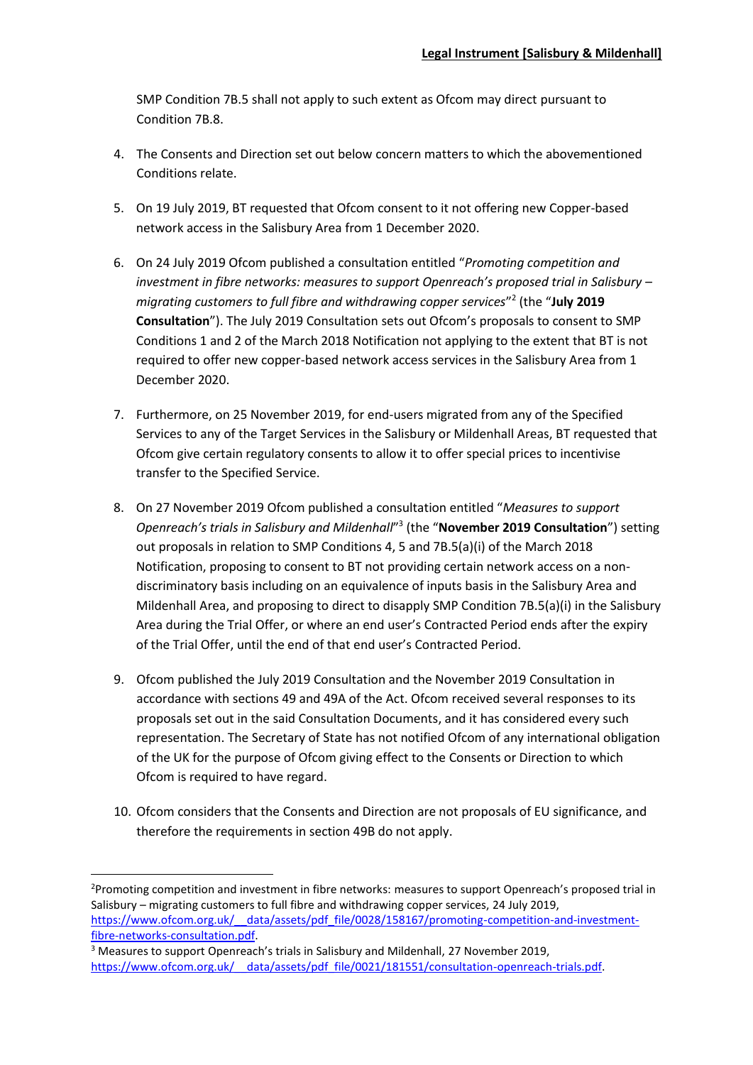SMP Condition 7B.5 shall not apply to such extent as Ofcom may direct pursuant to Condition 7B.8.

4. The Consents and Direction set out below concern matters to which the abovementioned Conditions relate.

5. On 19 July 2019, BT requested that Ofcom consent to it not offering new Copper-based network access in the Salisbury Area from 1 December 2020.

6. On 24 July 2019 Ofcom published a consultation entitled "*Promoting competition and investment in fibre networks: measures to support Openreach's proposed trial in Salisbury – migrating customers to full fibre and withdrawing copper services*"[2] (the "**July 2019 Consultation**"). The July 2019 Consultation sets out Ofcom's proposals to consent to SMP Conditions 1 and 2 of the March 2018 Notification not applying to the extent that BT is not required to offer new copper-based network access services in the Salisbury Area from 1 December 2020.

7. Furthermore, on 25 November 2019, for end-users migrated from any of the Specified Services to any of the Target Services in the Salisbury or Mildenhall Areas, BT requested that Ofcom give certain regulatory consents to allow it to offer special prices to incentivise transfer to the Specified Service.

8. On 27 November 2019 Ofcom published a consultation entitled "*Measures to support Openreach's trials in Salisbury and Mildenhall*"[3] (the "**November 2019 Consultation**") setting out proposals in relation to SMP Conditions 4, 5 and 7B.5(a)(i) of the March 2018 Notification, proposing to consent to BT not providing certain network access on a non-discriminatory basis including on an equivalence of inputs basis in the Salisbury Area and Mildenhall Area, and proposing to direct to disapply SMP Condition 7B.5(a)(i) in the Salisbury Area during the Trial Offer, or where an end user's Contracted Period ends after the expiry of the Trial Offer, until the end of that end user's Contracted Period.

9. Ofcom published the July 2019 Consultation and the November 2019 Consultation in accordance with sections 49 and 49A of the Act. Ofcom received several responses to its proposals set out in the said Consultation Documents, and it has considered every such representation. The Secretary of State has not notified Ofcom of any international obligation of the UK for the purpose of Ofcom giving effect to the Consents or Direction to which Ofcom is required to have regard.

10. Ofcom considers that the Consents and Direction are not proposals of EU significance, and therefore the requirements in section 49B do not apply.

---

[2] Promoting competition and investment in fibre networks: measures to support Openreach's proposed trial in Salisbury – migrating customers to full fibre and withdrawing copper services, 24 July 2019, https://www.ofcom.org.uk/__data/assets/pdf_file/0028/158167/promoting-competition-and-investment-fibre-networks-consultation.pdf.

[3] Measures to support Openreach's trials in Salisbury and Mildenhall, 27 November 2019, https://www.ofcom.org.uk/__data/assets/pdf_file/0021/181551/consultation-openreach-trials.pdf.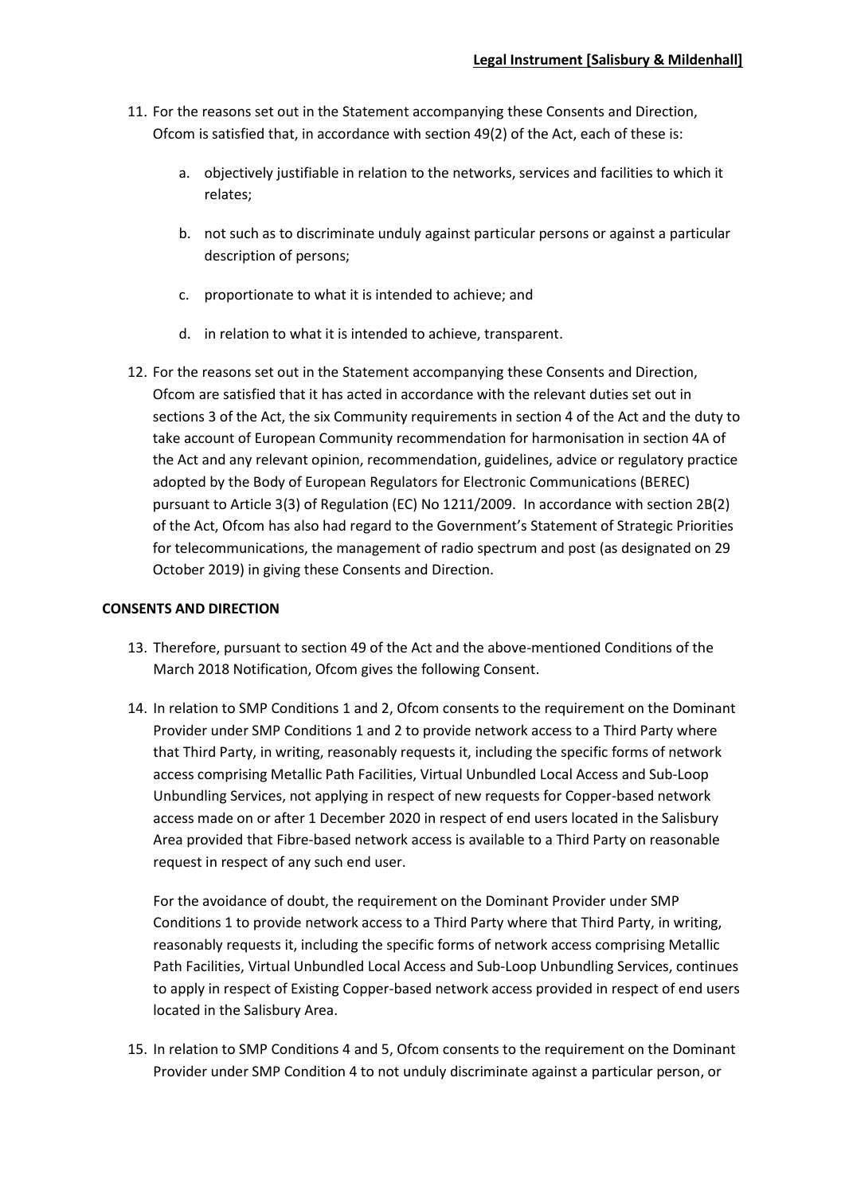11. For the reasons set out in the Statement accompanying these Consents and Direction, Ofcom is satisfied that, in accordance with section 49(2) of the Act, each of these is:

    a. objectively justifiable in relation to the networks, services and facilities to which it relates;

    b. not such as to discriminate unduly against particular persons or against a particular description of persons;

    c. proportionate to what it is intended to achieve; and

    d. in relation to what it is intended to achieve, transparent.

12. For the reasons set out in the Statement accompanying these Consents and Direction, Ofcom are satisfied that it has acted in accordance with the relevant duties set out in sections 3 of the Act, the six Community requirements in section 4 of the Act and the duty to take account of European Community recommendation for harmonisation in section 4A of the Act and any relevant opinion, recommendation, guidelines, advice or regulatory practice adopted by the Body of European Regulators for Electronic Communications (BEREC) pursuant to Article 3(3) of Regulation (EC) No 1211/2009. In accordance with section 2B(2) of the Act, Ofcom has also had regard to the Government's Statement of Strategic Priorities for telecommunications, the management of radio spectrum and post (as designated on 29 October 2019) in giving these Consents and Direction.

**CONSENTS AND DIRECTION**

13. Therefore, pursuant to section 49 of the Act and the above-mentioned Conditions of the March 2018 Notification, Ofcom gives the following Consent.

14. In relation to SMP Conditions 1 and 2, Ofcom consents to the requirement on the Dominant Provider under SMP Conditions 1 and 2 to provide network access to a Third Party where that Third Party, in writing, reasonably requests it, including the specific forms of network access comprising Metallic Path Facilities, Virtual Unbundled Local Access and Sub-Loop Unbundling Services, not applying in respect of new requests for Copper-based network access made on or after 1 December 2020 in respect of end users located in the Salisbury Area provided that Fibre-based network access is available to a Third Party on reasonable request in respect of any such end user.

    For the avoidance of doubt, the requirement on the Dominant Provider under SMP Conditions 1 to provide network access to a Third Party where that Third Party, in writing, reasonably requests it, including the specific forms of network access comprising Metallic Path Facilities, Virtual Unbundled Local Access and Sub-Loop Unbundling Services, continues to apply in respect of Existing Copper-based network access provided in respect of end users located in the Salisbury Area.

15. In relation to SMP Conditions 4 and 5, Ofcom consents to the requirement on the Dominant Provider under SMP Condition 4 to not unduly discriminate against a particular person, or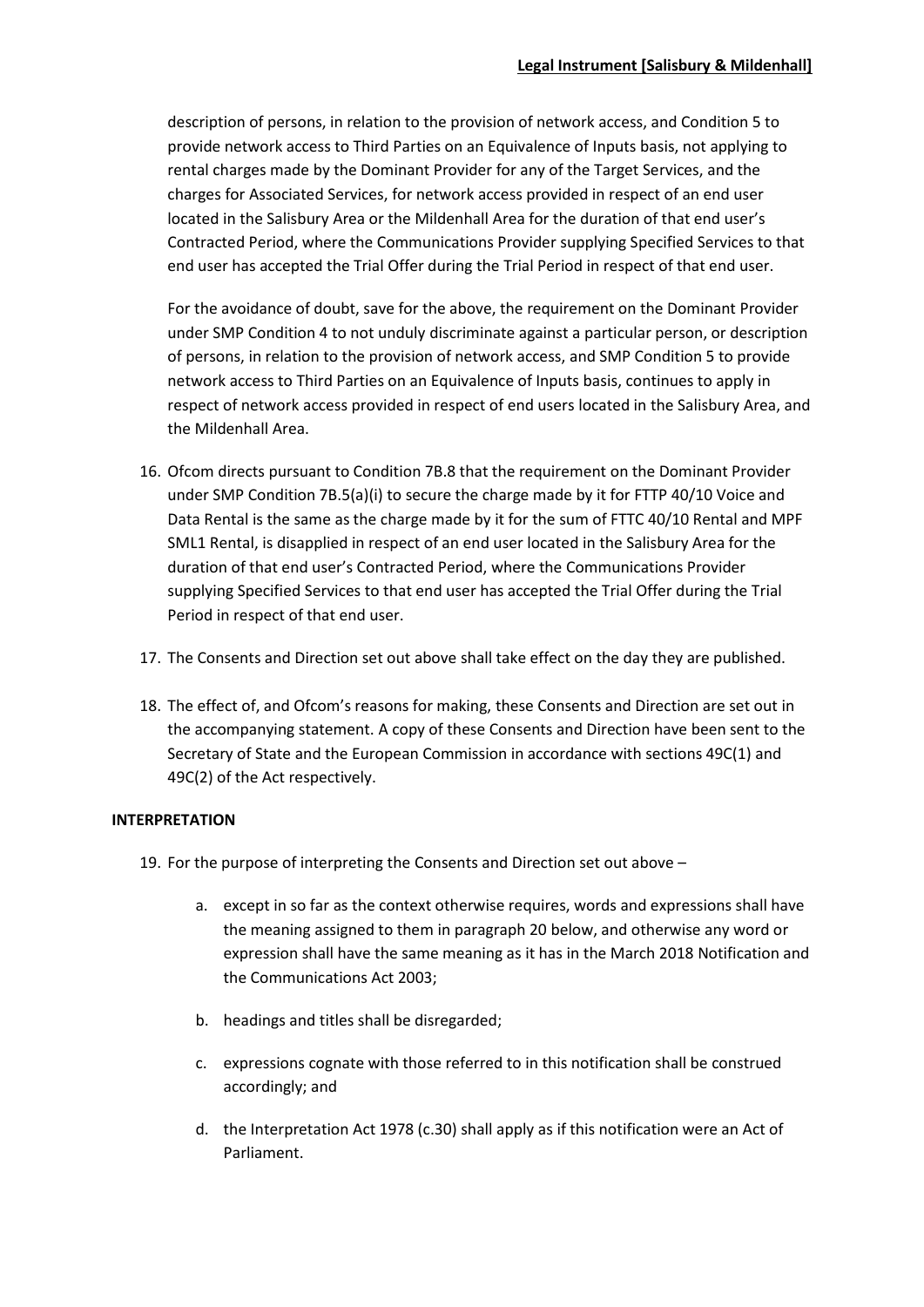description of persons, in relation to the provision of network access, and Condition 5 to provide network access to Third Parties on an Equivalence of Inputs basis, not applying to rental charges made by the Dominant Provider for any of the Target Services, and the charges for Associated Services, for network access provided in respect of an end user located in the Salisbury Area or the Mildenhall Area for the duration of that end user's Contracted Period, where the Communications Provider supplying Specified Services to that end user has accepted the Trial Offer during the Trial Period in respect of that end user.

For the avoidance of doubt, save for the above, the requirement on the Dominant Provider under SMP Condition 4 to not unduly discriminate against a particular person, or description of persons, in relation to the provision of network access, and SMP Condition 5 to provide network access to Third Parties on an Equivalence of Inputs basis, continues to apply in respect of network access provided in respect of end users located in the Salisbury Area, and the Mildenhall Area.

16. Ofcom directs pursuant to Condition 7B.8 that the requirement on the Dominant Provider under SMP Condition 7B.5(a)(i) to secure the charge made by it for FTTP 40/10 Voice and Data Rental is the same as the charge made by it for the sum of FTTC 40/10 Rental and MPF SML1 Rental, is disapplied in respect of an end user located in the Salisbury Area for the duration of that end user's Contracted Period, where the Communications Provider supplying Specified Services to that end user has accepted the Trial Offer during the Trial Period in respect of that end user.

17. The Consents and Direction set out above shall take effect on the day they are published.

18. The effect of, and Ofcom's reasons for making, these Consents and Direction are set out in the accompanying statement. A copy of these Consents and Direction have been sent to the Secretary of State and the European Commission in accordance with sections 49C(1) and 49C(2) of the Act respectively.

**INTERPRETATION**

19. For the purpose of interpreting the Consents and Direction set out above –

    a. except in so far as the context otherwise requires, words and expressions shall have the meaning assigned to them in paragraph 20 below, and otherwise any word or expression shall have the same meaning as it has in the March 2018 Notification and the Communications Act 2003;

    b. headings and titles shall be disregarded;

    c. expressions cognate with those referred to in this notification shall be construed accordingly; and

    d. the Interpretation Act 1978 (c.30) shall apply as if this notification were an Act of Parliament.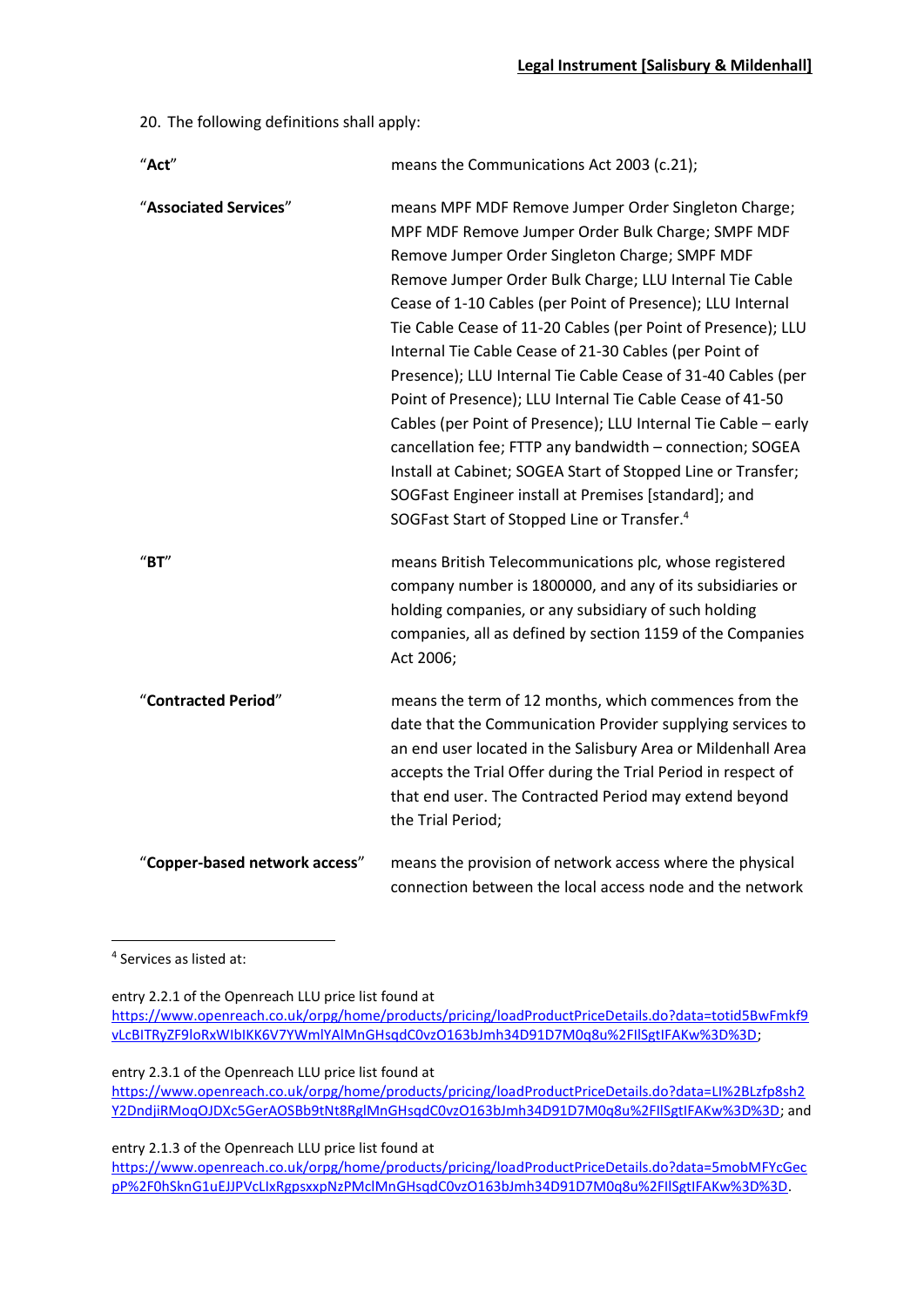20. The following definitions shall apply:

| | |
|---|---|
| "**Act**" | means the Communications Act 2003 (c.21); |
| "**Associated Services**" | means MPF MDF Remove Jumper Order Singleton Charge; MPF MDF Remove Jumper Order Bulk Charge; SMPF MDF Remove Jumper Order Singleton Charge; SMPF MDF Remove Jumper Order Bulk Charge; LLU Internal Tie Cable Cease of 1-10 Cables (per Point of Presence); LLU Internal Tie Cable Cease of 11-20 Cables (per Point of Presence); LLU Internal Tie Cable Cease of 21-30 Cables (per Point of Presence); LLU Internal Tie Cable Cease of 31-40 Cables (per Point of Presence); LLU Internal Tie Cable Cease of 41-50 Cables (per Point of Presence); LLU Internal Tie Cable – early cancellation fee; FTTP any bandwidth – connection; SOGEA Install at Cabinet; SOGEA Start of Stopped Line or Transfer; SOGFast Engineer install at Premises [standard]; and SOGFast Start of Stopped Line or Transfer.[4] |
| "**BT**" | means British Telecommunications plc, whose registered company number is 1800000, and any of its subsidiaries or holding companies, or any subsidiary of such holding companies, all as defined by section 1159 of the Companies Act 2006; |
| "**Contracted Period**" | means the term of 12 months, which commences from the date that the Communication Provider supplying services to an end user located in the Salisbury Area or Mildenhall Area accepts the Trial Offer during the Trial Period in respect of that end user. The Contracted Period may extend beyond the Trial Period; |
| "**Copper-based network access**" | means the provision of network access where the physical connection between the local access node and the network |

[4] Services as listed at:

entry 2.2.1 of the Openreach LLU price list found at https://www.openreach.co.uk/orpg/home/products/pricing/loadProductPriceDetails.do?data=totid5BwFmkf9vLcBITRyZF9loRxWIbIKK6V7YWmlYAlMnGHsqdC0vzO163bJmh34D91D7M0q8u%2FIlSgtIFAKw%3D%3D;

entry 2.3.1 of the Openreach LLU price list found at https://www.openreach.co.uk/orpg/home/products/pricing/loadProductPriceDetails.do?data=LI%2BLzfp8sh2Y2DndjiRMoqOJDXc5GerAOSBb9tNt8RglMnGHsqdC0vzO163bJmh34D91D7M0q8u%2FIlSgtIFAKw%3D%3D; and

entry 2.1.3 of the Openreach LLU price list found at https://www.openreach.co.uk/orpg/home/products/pricing/loadProductPriceDetails.do?data=5mobMFYcGecpP%2F0hSknG1uEJJPVcLIxRgpsxxpNzPMclMnGHsqdC0vzO163bJmh34D91D7M0q8u%2FIlSgtIFAKw%3D%3D.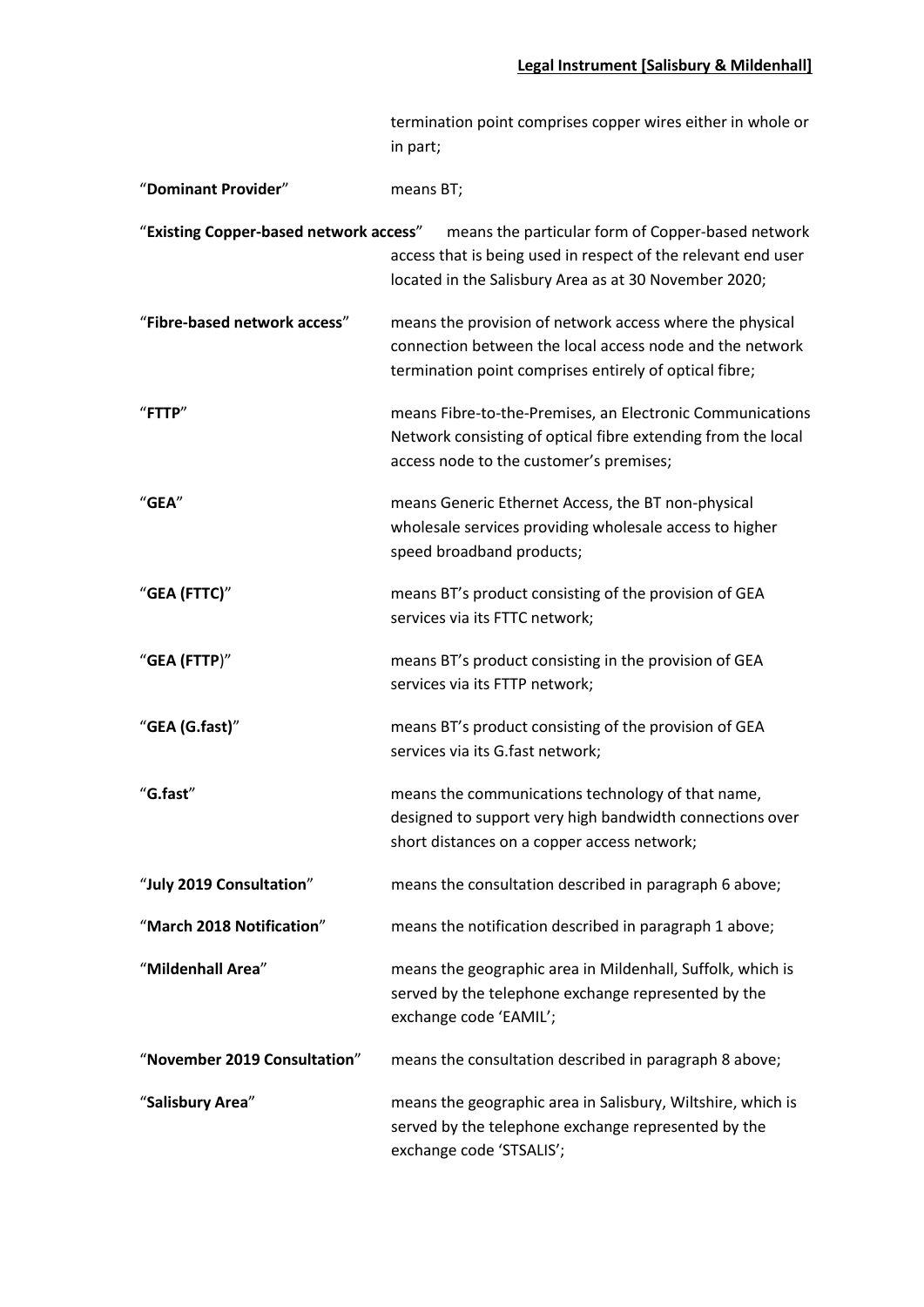termination point comprises copper wires either in whole or in part;

| | |
|---|---|
| "**Dominant Provider**" | means BT; |
| "**Existing Copper-based network access**" | means the particular form of Copper-based network access that is being used in respect of the relevant end user located in the Salisbury Area as at 30 November 2020; |
| "**Fibre-based network access**" | means the provision of network access where the physical connection between the local access node and the network termination point comprises entirely of optical fibre; |
| "**FTTP**" | means Fibre-to-the-Premises, an Electronic Communications Network consisting of optical fibre extending from the local access node to the customer's premises; |
| "**GEA**" | means Generic Ethernet Access, the BT non-physical wholesale services providing wholesale access to higher speed broadband products; |
| "**GEA (FTTC)**" | means BT's product consisting of the provision of GEA services via its FTTC network; |
| "**GEA (FTTP)**" | means BT's product consisting in the provision of GEA services via its FTTP network; |
| "**GEA (G.fast)**" | means BT's product consisting of the provision of GEA services via its G.fast network; |
| "**G.fast**" | means the communications technology of that name, designed to support very high bandwidth connections over short distances on a copper access network; |
| "**July 2019 Consultation**" | means the consultation described in paragraph 6 above; |
| "**March 2018 Notification**" | means the notification described in paragraph 1 above; |
| "**Mildenhall Area**" | means the geographic area in Mildenhall, Suffolk, which is served by the telephone exchange represented by the exchange code 'EAMIL'; |
| "**November 2019 Consultation**" | means the consultation described in paragraph 8 above; |
| "**Salisbury Area**" | means the geographic area in Salisbury, Wiltshire, which is served by the telephone exchange represented by the exchange code 'STSALIS'; |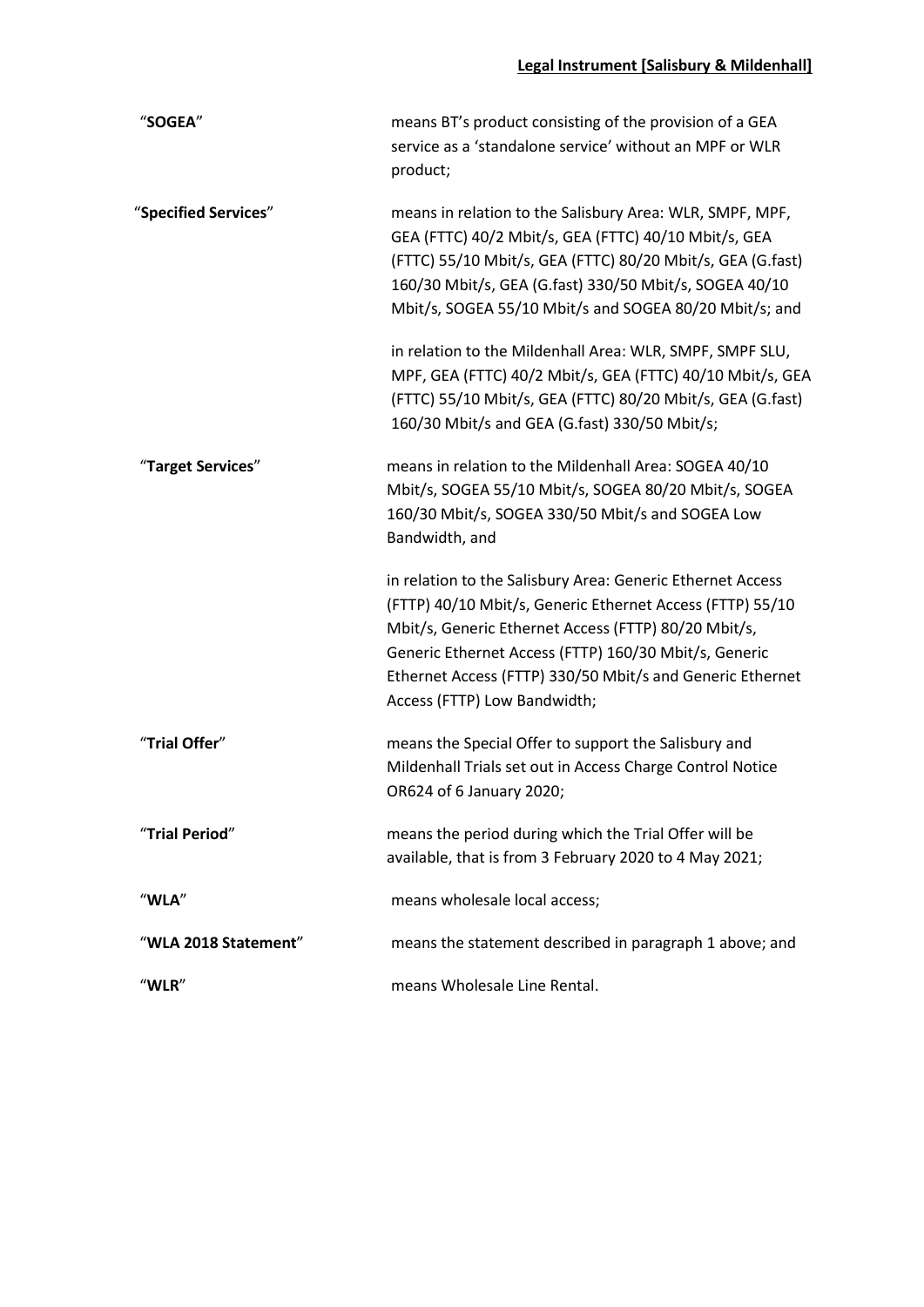| | |
|---|---|
| "**SOGEA**" | means BT's product consisting of the provision of a GEA service as a 'standalone service' without an MPF or WLR product; |
| "**Specified Services**" | means in relation to the Salisbury Area: WLR, SMPF, MPF, GEA (FTTC) 40/2 Mbit/s, GEA (FTTC) 40/10 Mbit/s, GEA (FTTC) 55/10 Mbit/s, GEA (FTTC) 80/20 Mbit/s, GEA (G.fast) 160/30 Mbit/s, GEA (G.fast) 330/50 Mbit/s, SOGEA 40/10 Mbit/s, SOGEA 55/10 Mbit/s and SOGEA 80/20 Mbit/s; and<br><br>in relation to the Mildenhall Area: WLR, SMPF, SMPF SLU, MPF, GEA (FTTC) 40/2 Mbit/s, GEA (FTTC) 40/10 Mbit/s, GEA (FTTC) 55/10 Mbit/s, GEA (FTTC) 80/20 Mbit/s, GEA (G.fast) 160/30 Mbit/s and GEA (G.fast) 330/50 Mbit/s; |
| "**Target Services**" | means in relation to the Mildenhall Area: SOGEA 40/10 Mbit/s, SOGEA 55/10 Mbit/s, SOGEA 80/20 Mbit/s, SOGEA 160/30 Mbit/s, SOGEA 330/50 Mbit/s and SOGEA Low Bandwidth, and<br><br>in relation to the Salisbury Area: Generic Ethernet Access (FTTP) 40/10 Mbit/s, Generic Ethernet Access (FTTP) 55/10 Mbit/s, Generic Ethernet Access (FTTP) 80/20 Mbit/s, Generic Ethernet Access (FTTP) 160/30 Mbit/s, Generic Ethernet Access (FTTP) 330/50 Mbit/s and Generic Ethernet Access (FTTP) Low Bandwidth; |
| "**Trial Offer**" | means the Special Offer to support the Salisbury and Mildenhall Trials set out in Access Charge Control Notice OR624 of 6 January 2020; |
| "**Trial Period**" | means the period during which the Trial Offer will be available, that is from 3 February 2020 to 4 May 2021; |
| "**WLA**" | means wholesale local access; |
| "**WLA 2018 Statement**" | means the statement described in paragraph 1 above; and |
| "**WLR**" | means Wholesale Line Rental. |